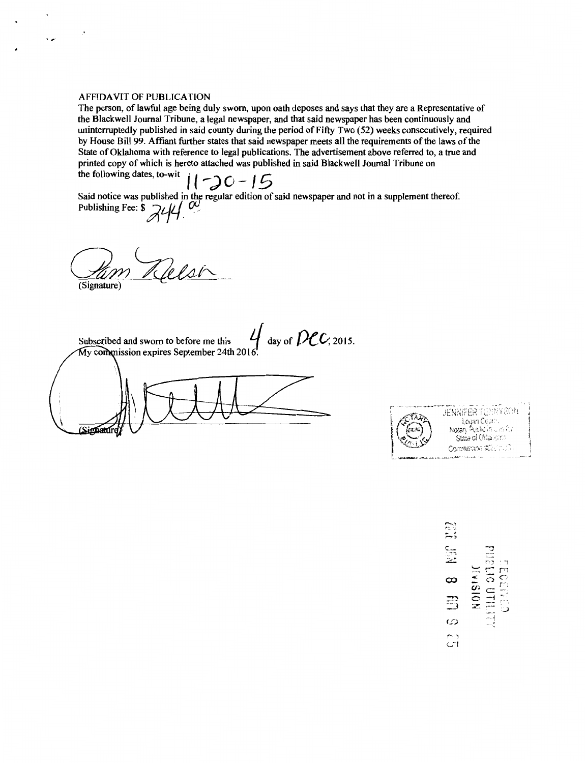AFFIDAVIT OF PUBLICATION

The person, of lawful age being duly sworn, upon oath deposes and says that they are a Representative of the Blackwell Journal Tribune, a legal newspaper, and that said newspaper has been continuously and uninterruptedly published in said county during the period of Fifty Two (52) weeks consecutively, required by House Bill 99. Affiant further states that said newspaper meets all the requirements of the laws of the State of Oklahoma with reference to legal publications. The advertisement above referred to, a true and printed copy of which is hereto attached was published in said Blackwell Journal Tribune on the following dates, to-wit 11-20-15

Said notice was published in the regular edition of said newspaper and not in a supplement thereof.

Publishing Fee: $ 244.00

Pam Nelson

(Signature)

Subscribed and sworn to before me this 4 day of Dec, 2015.

My commission expires September 24th 2016.

(Signature)

JENNIFER FENNYSON
Logan County
Notary Public in and for
State of Oklahoma
Commission #

RECEIVED
2016 JAN 8 AM 9 25
PUBLIC UTILITY DIVISION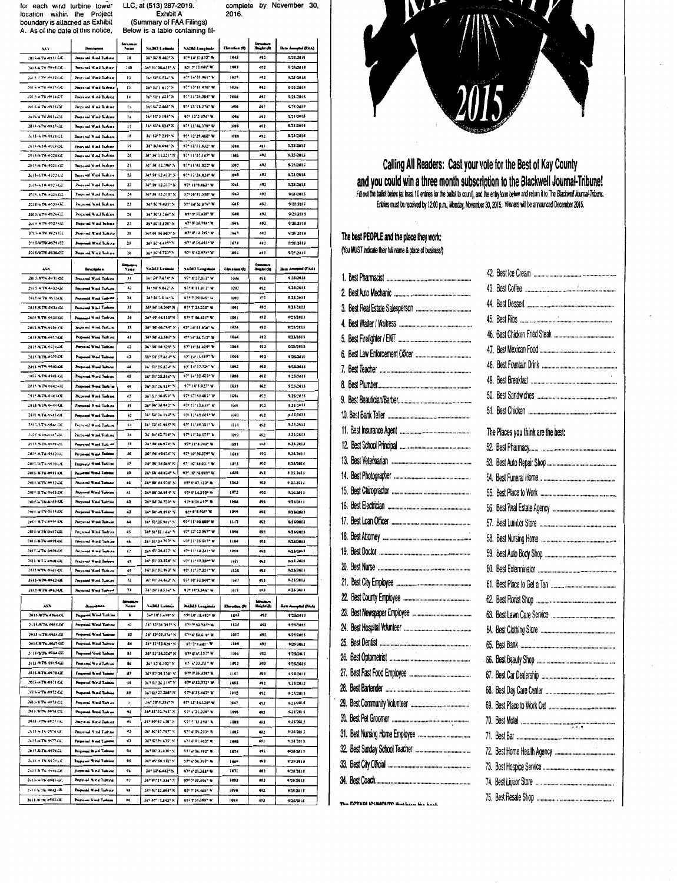for each wind turbine tower location within the Project boundary is attached as Exhibit A. As of the date of this notice,

LLC, at (513) 287-2019.

Exhibit A
(Summary of FAA Filings)

Below is a table containing fil-

complete by November 30, 2016.

| ASN | Description | Structure Name | NAD83 Latitude | NAD83 Longitude | Elevation (ft) | Structure Height (ft) | Date Accepted (FAA) |
|---|---|---|---|---|---|---|---|
| 2015-WTW-9511-OE | Proposed Wind Turbine | 10 | 36° 50' 8.402" N | 97° 14' 51.852" W | 1045 | 492 | 9/25/2015 |
| 2015-WTW-9514-OE | Proposed Wind Turbine | 100 | 36° 51' 30.439" N | 97° 7' 32.445" W | 1065 | 492 | 9/25/2015 |
| 2015-WTW-9512-OE | Proposed Wind Turbine | 11 | 36° 50' 5.934" N | 97° 14' 31.063" W | 1037 | 492 | 9/25/2015 |
| 2015-WTW-9513-OE | Proposed Wind Turbine | 13 | 36° 50' 1.617" N | 97° 13' 51.470" W | 1036 | 492 | 9/25/2015 |
| 2015-WTW-9514-OE | Proposed Wind Turbine | 14 | 36° 50' 1.625" N | 97° 13' 34.384" W | 1054 | 492 | 9/25/2015 |
| 2015-WTW-9515-OE | Proposed Wind Turbine | 15 | 36° 50' 2.464" N | 97° 13' 18.276" W | 1060 | 492 | 9/25/2015 |
| 2015-WTW-9516-OE | Proposed Wind Turbine | 16 | 36° 50' 3.548" N | 97° 13' 2.574" W | 1066 | 492 | 9/25/2015 |
| 2015-WTW-9517-OE | Proposed Wind Turbine | 17 | 36° 50' 6.526" N | 97° 12' 46.370" W | 1065 | 492 | 9/25/2015 |
| 2015-WTW-9518-OE | Proposed Wind Turbine | 18 | 36° 50' 7.239" N | 97° 12' 29.460" W | 1088 | 492 | 9/25/2015 |
| 2015-WTW-9519-OE | Proposed Wind Turbine | 19 | 36° 50' 4.446" N | 97° 12' 11.922" W | 1098 | 492 | 9/25/2015 |
| 2015-WTW-9520-OE | Proposed Wind Turbine | 20 | 36° 50' 11.321" N | 97° 11' 53.167" W | 1106 | 492 | 9/25/2015 |
| 2015-WTW-9521-OE | Proposed Wind Turbine | 21 | 36° 50' 12.286" N | 97° 11' 41.022" W | 1097 | 492 | 9/25/2015 |
| 2015-WTW-9522-OE | Proposed Wind Turbine | 22 | 36° 50' 12.413" N | 97° 11' 24.928" W | 1065 | 492 | 9/25/2015 |
| 2015-WTW-9523-OE | Proposed Wind Turbine | 23 | 36° 50' 12.217" N | 97° 11' 9.463" W | 1061 | 492 | 9/25/2015 |
| 2015-WTW-9524-OE | Proposed Wind Turbine | 24 | 36° 50' 13.318" N | 97° 10' 53.388" W | 1060 | 492 | 9/25/2015 |
| 2015-WTW-9525-OE | Proposed Wind Turbine | 25 | 36° 50' 9.405" N | 97° 10' 36.076" W | 1065 | 492 | 9/25/2015 |
| 2015-WTW-9526-OE | Proposed Wind Turbine | 26 | 36° 50' 3.164" N | 97° 9' 51.621" W | 1048 | 492 | 9/25/2015 |
| 2015-WTW-9527-OE | Proposed Wind Turbine | 27 | 36° 50' 5.820" N | 97° 9' 28.786" W | 1066 | 492 | 9/25/2015 |
| 2015-WTW-9528-OE | Proposed Wind Turbine | 28 | 36° 48' 56.007" N | 97° 9' 13.985" W | 1067 | 492 | 9/25/2015 |
| 2015-WTW-9529-OE | Proposed Wind Turbine | 29 | 36° 50' 4.429" N | 97° 8' 56.493" W | 1074 | 492 | 9/25/2015 |
| 2015-WTW-9530-OE | Proposed Wind Turbine | 30 | 36° 50' 4.723" N | 97° 8' 42.974" W | 1086 | 492 | 9/25/2015 |

| ASN | Description | Structure Name | NAD83 Latitude | NAD83 Longitude | Elevation (ft) | Structure Height (ft) | Date Accepted (FAA) |
|---|---|---|---|---|---|---|---|
| 2015-WTW-9531-OE | Proposed Wind Turbine | 31 | 36° 50' 7.674" N | 97° 8' 27.813" W | 1096 | 492 | 9/25/2015 |
| 2015-WTW-9532-OE | Proposed Wind Turbine | 32 | 36° 50' 5.042" N | 97° 8' 11.811" W | 1097 | 492 | 9/25/2015 |
| 2015-WTW-9533-OE | Proposed Wind Turbine | 34 | 36° 50' 3.116" N | 97° 7' 39.946" W | 1093 | 492 | 9/25/2015 |
| 2015-WTW-9534-OE | Proposed Wind Turbine | 35 | 36° 50' 14.268" N | 97° 7' 24.256" W | 1091 | 492 | 9/25/2015 |
| 2015-WTW-9535-OE | Proposed Wind Turbine | 36 | 36° 49' 44.158" N | 97° 7' 58.421" W | 1091 | 492 | 9/25/2015 |
| 2015-WTW-9536-OE | Proposed Wind Turbine | 38 | 36° 50' 40.759" N | 97° 14' 55.506" W | 1036 | 492 | 9/25/2015 |
| 2015-WTW-9537-OE | Proposed Wind Turbine | 41 | 36° 50' 43.507" N | 97° 14' 36.742" W | 1044 | 492 | 9/25/2015 |
| 2015-WTW-9538-OE | Proposed Wind Turbine | 42 | 36° 50' 58.425" N | 97° 14' 24.409" W | 1044 | 492 | 9/25/2015 |
| 2015-WTW-9539-OE | Proposed Wind Turbine | 43 | 36° 50' 59.663" N | 97° 14' 14.469" W | 1046 | 492 | 9/25/2015 |
| 2015-WTW-9540-OE | Proposed Wind Turbine | 44 | 36° 51' 25.834" N | 97° 14' 3.725" W | 1042 | 492 | 9/25/2015 |
| 2015-WTW-9541-OE | Proposed Wind Turbine | 45 | 36° 51' 25.814" N | 97° 14' 22.402" W | 1040 | 492 | 9/25/2015 |
| 2015-WTW-9542-OE | Proposed Wind Turbine | 46 | 36° 51' 26.519" N | 97° 14' 5.923" W | 1035 | 492 | 9/25/2015 |
| 2015-WTW-9543-OE | Proposed Wind Turbine | 47 | 36° 51' 36.953" N | 97° 13' 50.405" W | 1046 | 492 | 9/25/2015 |
| 2015-WTW-9544-OE | Proposed Wind Turbine | 48 | 36° 50' 30.942" N | 97° 13' 13.418" W | 1044 | 492 | 9/25/2015 |
| 2015-WTW-9545-OE | Proposed Wind Turbine | 50 | 36° 50' 26.154" N | 97° 12' 49.665" W | 1041 | 492 | 9/25/2015 |
| 2015-WTW-9546-OE | Proposed Wind Turbine | 53 | 36° 50' 41.885" N | 97° 11' 49.201" W | 1110 | 492 | 9/25/2015 |
| 2015-WTW-9547-OE | Proposed Wind Turbine | 54 | 36° 50' 42.718" N | 97° 11' 26.522" W | 1099 | 492 | 9/25/2015 |
| 2015-WTW-9548-OE | Proposed Wind Turbine | 55 | 36° 50' 46.074" N | 97° 11' 8.748" W | 1091 | 492 | 9/25/2015 |
| 2015-WTW-9549-OE | Proposed Wind Turbine | 56 | 36° 50' 48.474" N | 97° 10' 50.279" W | 1045 | 492 | 9/25/2015 |
| 2015-WTW-9550-OE | Proposed Wind Turbine | 57 | 36° 50' 54.565" N | 97° 10' 36.093" W | 1075 | 492 | 9/25/2015 |
| 2015-WTW-9551-OE | Proposed Wind Turbine | 58 | 36° 50' 48.934" N | 97° 10' 18.083" W | 1058 | 492 | 9/25/2015 |
| 2015-WTW-9552-OE | Proposed Wind Turbine | 60 | 36° 50' 44.078" N | 97° 9' 47.127" W | 1063 | 492 | 9/25/2015 |
| 2015-WTW-9553-OE | Proposed Wind Turbine | 61 | 36° 50' 35.494" N | 97° 9' 14.255" W | 1052 | 492 | 9/26/2015 |
| 2015-WTW-9554-OE | Proposed Wind Turbine | 62 | 36° 50' 36.723" N | 97° 9' 28.643" W | 1066 | 492 | 9/26/2015 |
| 2015-WTW-9555-OE | Proposed Wind Turbine | 63 | 36° 50' 40.494" N | 97° 8' 8.938" W | 1099 | 492 | 9/26/2015 |
| 2015-WTW-9556-OE | Proposed Wind Turbine | 64 | 36° 51' 25.941" N | 97° 11' 49.889" W | 1117 | 492 | 9/26/2015 |
| 2015-WTW-9557-OE | Proposed Wind Turbine | 65 | 36° 51' 51.164" N | 97° 12' 12.063" W | 1096 | 492 | 9/26/2015 |
| 2015-WTW-9558-OE | Proposed Wind Turbine | 66 | 36° 51' 33.767" N | 97° 11' 25.843" W | 1104 | 492 | 9/26/2015 |
| 2015-WTW-9559-OE | Proposed Wind Turbine | 67 | 36° 51' 34.412" N | 97° 11' 10.341" W | 1098 | 492 | 9/26/2015 |
| 2015-WTW-9560-OE | Proposed Wind Turbine | 69 | 36° 51' 23.334" N | 97° 11' 53.386" W | 1121 | 492 | 9/25/2015 |
| 2015-WTW-9561-OE | Proposed Wind Turbine | 69 | 36° 51' 51.993" N | 97° 11' 37.251" W | 1128 | 492 | 9/25/2015 |
| 2015-WTW-9562-OE | Proposed Wind Turbine | 72 | 36° 51' 34.462" N | 97° 10' 52.846" W | 1107 | 492 | 9/25/2015 |
| 2015-WTW-9563-OE | Proposed Wind Turbine | 73 | 36° 50' 10.534" N | 97° 14' 5.346" W | 1011 | 492 | 9/26/2015 |

| ASN | Description | Structure Name | NAD83 Latitude | NAD83 Longitude | Elevation (ft) | Structure Height (ft) | Date Accepted (FAA) |
|---|---|---|---|---|---|---|---|
| 2015-WTW-9564-OE | Proposed Wind Turbine | 8 | 36° 50' 3.490" N | 97° 16' 18.493" W | 1047 | 492 | 9/25/2015 |
| 2015-WTW-9565-OE | Proposed Wind Turbine | 81 | 36° 52' 24.363" N | 97° 7' 36.747" W | 1116 | 492 | 9/25/2015 |
| 2015-WTW-9566-OE | Proposed Wind Turbine | 82 | 36° 52' 22.074" N | 97° 6' 54.610" W | 1087 | 492 | 9/25/2015 |
| 2015-WTW-9567-OE | Proposed Wind Turbine | 84 | 36° 51' 52.829" N | 97° 7' 9.601" W | 1109 | 492 | 9/25/2015 |
| 2015-WTW-9568-OE | Proposed Wind Turbine | 85 | 36° 51' 54.226" N | 97° 6' 47.157" W | 1106 | 492 | 9/25/2015 |
| 2015-WTW-9569-OE | Proposed Wind Turbine | 86 | 36° 52' 6.592" N | 97° 6' 33.351" W | 1092 | 492 | 9/25/2015 |
| 2015-WTW-9570-OE | Proposed Wind Turbine | 87 | 36° 52' 20.130" N | 97° 7' 36.524" W | 1101 | 492 | 9/25/2015 |
| 2015-WTW-9571-OE | Proposed Wind Turbine | 88 | 36° 51' 26.219" N | 97° 6' 22.723" W | 1095 | 492 | 9/25/2015 |
| 2015-WTW-9572-OE | Proposed Wind Turbine | 89 | 36° 51' 27.286" N | 97° 6' 35.467" W | 1092 | 492 | 9/25/2015 |
| 2015-WTW-9573-OE | Proposed Wind Turbine | 9 | 36° 50' 5.256" N | 97° 15' 14.128" W | 1047 | 492 | 9/25/2015 |
| 2015-WTW-9574-OE | Proposed Wind Turbine | 90 | 36° 51' 32.765" N | 97° 6' 21.226" W | 1095 | 492 | 9/25/2015 |
| 2015-WTW-9575-OE | Proposed Wind Turbine | 91 | 36° 50' 47.430" N | 97° 7' 33.198" W | 1088 | 492 | 9/25/2015 |
| 2015-WTW-9576-OE | Proposed Wind Turbine | 92 | 36° 50' 57.767" N | 97° 6' 15.253" W | 1085 | 492 | 9/25/2015 |
| 2015-WTW-9577-OE | Proposed Wind Turbine | 93 | 36° 50' 29.635" N | 97° 6' 51.402" W | 1080 | 492 | 9/25/2015 |
| 2015-WTW-9578-OE | Proposed Wind Turbine | 94 | 36° 50' 26.630" N | 97° 6' 36.192" W | 1074 | 492 | 9/25/2015 |
| 2015-WTW-9579-OE | Proposed Wind Turbine | 95 | 36° 49' 59.158" N | 97° 6' 36.397" W | 1069 | 492 | 9/25/2015 |
| 2015-WTW-9580-OE | Proposed Wind Turbine | 96 | 36° 50' 6.442" N | 97° 6' 21.265" W | 1071 | 492 | 9/25/2015 |
| 2015-WTW-9581-OE | Proposed Wind Turbine | 97 | 36° 49' 15.358" N | 97° 7' 36.496" W | 1082 | 492 | 9/25/2015 |
| 2015-WTW-9582-OE | Proposed Wind Turbine | 98 | 36° 50' 33.004" N | 97° 7' 24.464" W | 1090 | 492 | 9/25/2015 |
| 2015-WTW-9583-OE | Proposed Wind Turbine | 99 | 36° 49' 17.542" N | 97° 7' 56.295" W | 1084 | 492 | 9/25/2015 |

2015

## Calling All Readers: Cast your vote for the Best of Kay County and you could win a three month subscription to the Blackwell Journal-Tribune!

Fill out the ballot below (at least 10 entries for the ballot to count), and the entry form below and return it to The Blackwell Journal-Tribune. Entries must be received by 12:00 p.m., Monday, November 30, 2015. Winners will be announced December 2015.

### The best PEOPLE and the place they work:

(You MUST indicate their full name & place of business!)

1. Best Pharmacist ..........
2. Best Auto Mechanic ..........
3. Best Real Estate Salesperson ..........
4. Best Waiter / Waitress ..........
5. Best Firefighter / EMT ..........
6. Best Law Enforcement Officer ..........
7. Best Teacher ..........
8. Best Plumber ..........
9. Best Beautician/Barber ..........
10. Best Bank Teller ..........
11. Best Insurance Agent ..........
12. Best School Principal ..........
13. Best Veterinarian ..........
14. Best Photographer ..........
15. Best Chiropractor ..........
16. Best Electrician ..........
17. Best Loan Officer ..........
18. Best Attorney ..........
19. Best Doctor ..........
20. Best Nurse ..........
21. Best City Employee ..........
22. Best County Employee ..........
23. Best Newspaper Employee ..........
24. Best Hospital Volunteer ..........
25. Best Dentist ..........
26. Best Optometrist ..........
27. Best Fast Food Employee ..........
28. Best Bartender ..........
29. Best Community Volunteer ..........
30. Best Pet Groomer ..........
31. Best Nursing Home Employee ..........
32. Best Sunday School Teacher ..........
33. Best City Official ..........
34. Best Coach ..........

42. Best Ice Cream ..........
43. Best Coffee ..........
44. Best Dessert ..........
45. Best Ribs ..........
46. Best Chicken Fried Steak ..........
47. Best Mexican Food ..........
48. Best Fountain Drink ..........
49. Best Breakfast ..........
50. Best Sandwiches ..........
51. Best Chicken ..........

### The Places you think are the best:

52. Best Pharmacy ..........
53. Best Auto Repair Shop ..........
54. Best Funeral Home ..........
55. Best Place to Work ..........
56. Best Real Estate Agency ..........
57. Best Lumber Store ..........
58. Best Nursing Home ..........
59. Best Auto Body Shop ..........
60. Best Exterminator ..........
61. Best Place to Get a Tan ..........
62. Best Florist Shop ..........
63. Best Lawn Care Service ..........
64. Best Clothing Store ..........
65. Best Bank ..........
66. Best Beauty Shop ..........
67. Best Car Dealership ..........
68. Best Day Care Center ..........
69. Best Place to Work Out ..........
70. Best Motel ..........
71. Best Bar ..........
72. Best Home Health Agency ..........
73. Best Hospice Service ..........
74. Best Liquor Store ..........
75. Best Resale Shop ..........

The ESTABLISHMENTS that have the best...